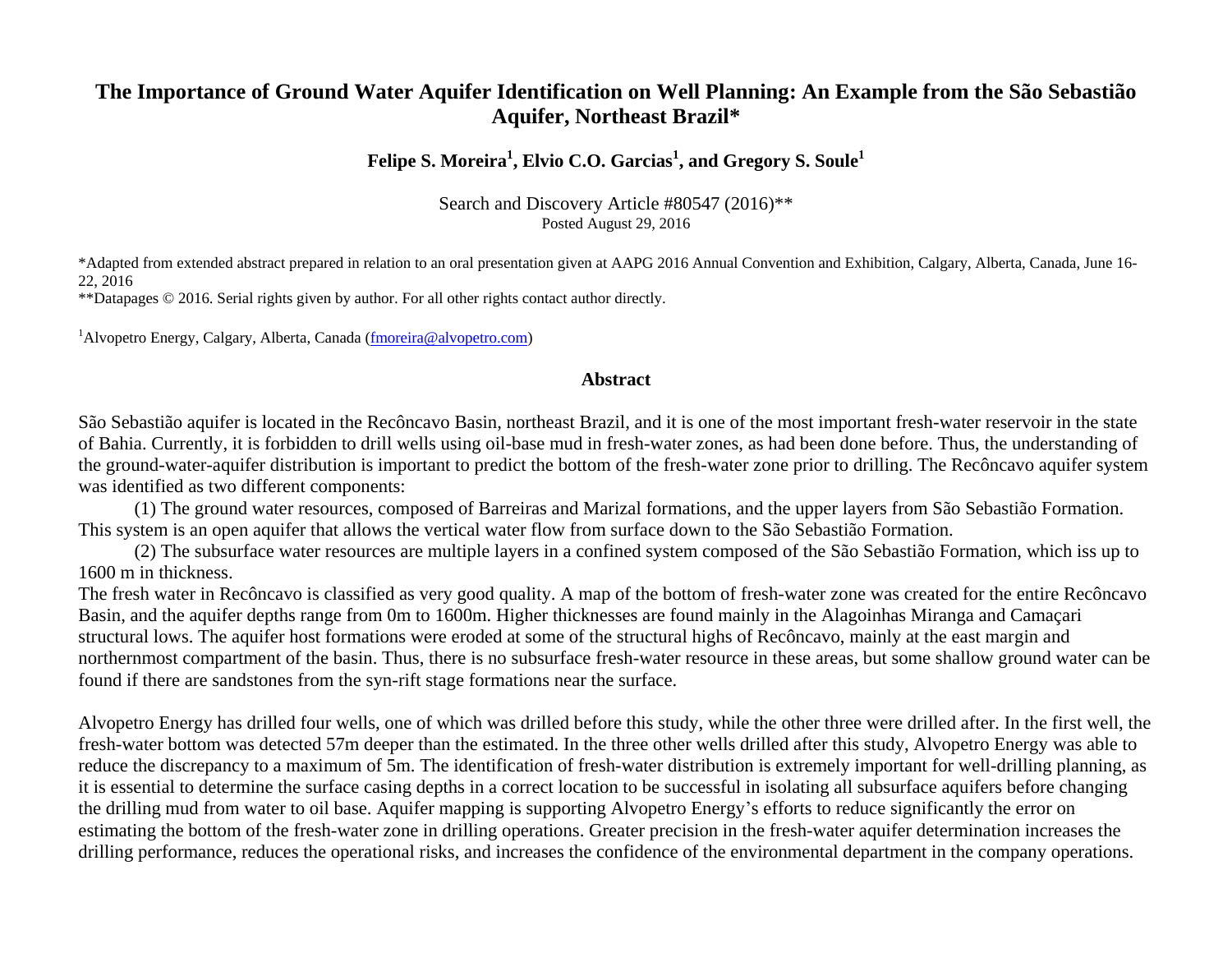# The Importance of Ground Water Aquifer Identification on Well Planning: An Example from the São Sebastião Aquifer, Northeast Brazil*

**Felipe S. Moreira[1], Elvio C.O. Garcias[1], and Gregory S. Soule[1]**

Search and Discovery Article #80547 (2016)**
Posted August 29, 2016

*Adapted from extended abstract prepared in relation to an oral presentation given at AAPG 2016 Annual Convention and Exhibition, Calgary, Alberta, Canada, June 16-22, 2016
**Datapages © 2016. Serial rights given by author. For all other rights contact author directly.

[1]Alvopetro Energy, Calgary, Alberta, Canada (fmoreira@alvopetro.com)

## Abstract

São Sebastião aquifer is located in the Recôncavo Basin, northeast Brazil, and it is one of the most important fresh-water reservoir in the state of Bahia. Currently, it is forbidden to drill wells using oil-base mud in fresh-water zones, as had been done before. Thus, the understanding of the ground-water-aquifer distribution is important to predict the bottom of the fresh-water zone prior to drilling. The Recôncavo aquifer system was identified as two different components:

(1) The ground water resources, composed of Barreiras and Marizal formations, and the upper layers from São Sebastião Formation. This system is an open aquifer that allows the vertical water flow from surface down to the São Sebastião Formation.

(2) The subsurface water resources are multiple layers in a confined system composed of the São Sebastião Formation, which iss up to 1600 m in thickness.

The fresh water in Recôncavo is classified as very good quality. A map of the bottom of fresh-water zone was created for the entire Recôncavo Basin, and the aquifer depths range from 0m to 1600m. Higher thicknesses are found mainly in the Alagoinhas Miranga and Camaçari structural lows. The aquifer host formations were eroded at some of the structural highs of Recôncavo, mainly at the east margin and northernmost compartment of the basin. Thus, there is no subsurface fresh-water resource in these areas, but some shallow ground water can be found if there are sandstones from the syn-rift stage formations near the surface.

Alvopetro Energy has drilled four wells, one of which was drilled before this study, while the other three were drilled after. In the first well, the fresh-water bottom was detected 57m deeper than the estimated. In the three other wells drilled after this study, Alvopetro Energy was able to reduce the discrepancy to a maximum of 5m. The identification of fresh-water distribution is extremely important for well-drilling planning, as it is essential to determine the surface casing depths in a correct location to be successful in isolating all subsurface aquifers before changing the drilling mud from water to oil base. Aquifer mapping is supporting Alvopetro Energy's efforts to reduce significantly the error on estimating the bottom of the fresh-water zone in drilling operations. Greater precision in the fresh-water aquifer determination increases the drilling performance, reduces the operational risks, and increases the confidence of the environmental department in the company operations.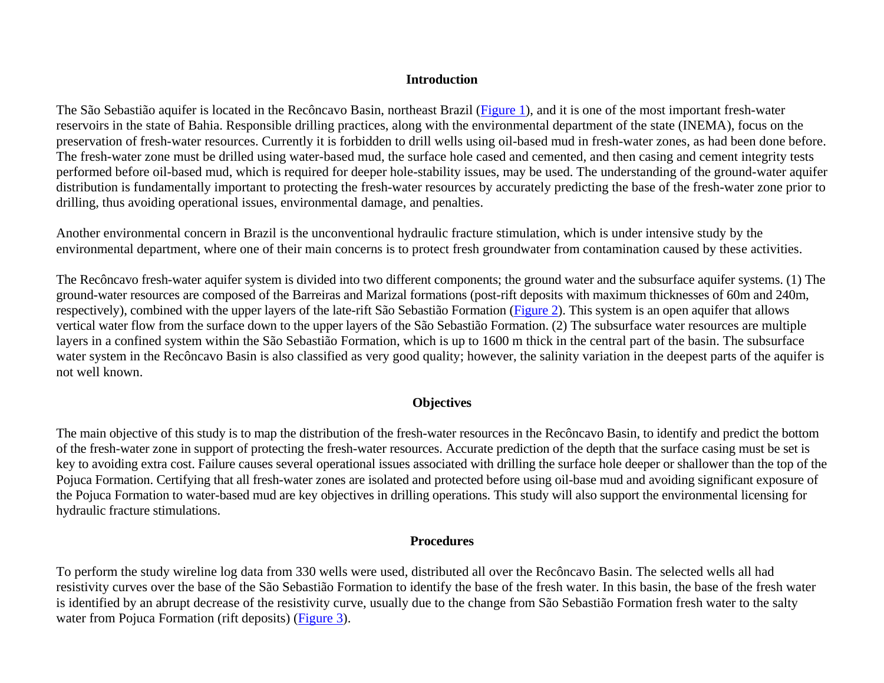## Introduction

The São Sebastião aquifer is located in the Recôncavo Basin, northeast Brazil (Figure 1), and it is one of the most important fresh-water reservoirs in the state of Bahia. Responsible drilling practices, along with the environmental department of the state (INEMA), focus on the preservation of fresh-water resources. Currently it is forbidden to drill wells using oil-based mud in fresh-water zones, as had been done before. The fresh-water zone must be drilled using water-based mud, the surface hole cased and cemented, and then casing and cement integrity tests performed before oil-based mud, which is required for deeper hole-stability issues, may be used. The understanding of the ground-water aquifer distribution is fundamentally important to protecting the fresh-water resources by accurately predicting the base of the fresh-water zone prior to drilling, thus avoiding operational issues, environmental damage, and penalties.

Another environmental concern in Brazil is the unconventional hydraulic fracture stimulation, which is under intensive study by the environmental department, where one of their main concerns is to protect fresh groundwater from contamination caused by these activities.

The Recôncavo fresh-water aquifer system is divided into two different components; the ground water and the subsurface aquifer systems. (1) The ground-water resources are composed of the Barreiras and Marizal formations (post-rift deposits with maximum thicknesses of 60m and 240m, respectively), combined with the upper layers of the late-rift São Sebastião Formation (Figure 2). This system is an open aquifer that allows vertical water flow from the surface down to the upper layers of the São Sebastião Formation. (2) The subsurface water resources are multiple layers in a confined system within the São Sebastião Formation, which is up to 1600 m thick in the central part of the basin. The subsurface water system in the Recôncavo Basin is also classified as very good quality; however, the salinity variation in the deepest parts of the aquifer is not well known.

## Objectives

The main objective of this study is to map the distribution of the fresh-water resources in the Recôncavo Basin, to identify and predict the bottom of the fresh-water zone in support of protecting the fresh-water resources. Accurate prediction of the depth that the surface casing must be set is key to avoiding extra cost. Failure causes several operational issues associated with drilling the surface hole deeper or shallower than the top of the Pojuca Formation. Certifying that all fresh-water zones are isolated and protected before using oil-base mud and avoiding significant exposure of the Pojuca Formation to water-based mud are key objectives in drilling operations. This study will also support the environmental licensing for hydraulic fracture stimulations.

## Procedures

To perform the study wireline log data from 330 wells were used, distributed all over the Recôncavo Basin. The selected wells all had resistivity curves over the base of the São Sebastião Formation to identify the base of the fresh water. In this basin, the base of the fresh water is identified by an abrupt decrease of the resistivity curve, usually due to the change from São Sebastião Formation fresh water to the salty water from Pojuca Formation (rift deposits) (Figure 3).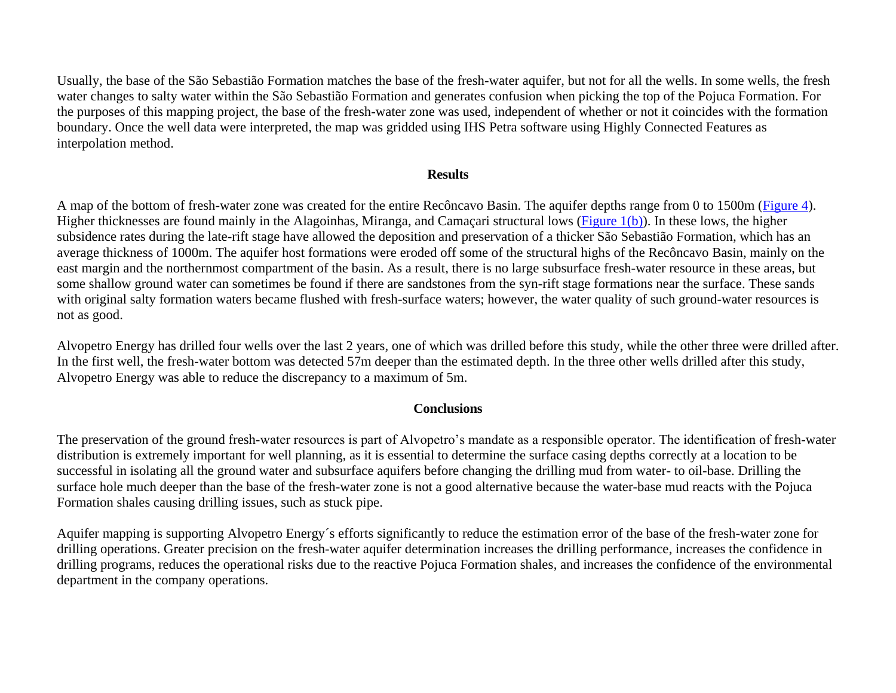Usually, the base of the São Sebastião Formation matches the base of the fresh-water aquifer, but not for all the wells. In some wells, the fresh water changes to salty water within the São Sebastião Formation and generates confusion when picking the top of the Pojuca Formation. For the purposes of this mapping project, the base of the fresh-water zone was used, independent of whether or not it coincides with the formation boundary. Once the well data were interpreted, the map was gridded using IHS Petra software using Highly Connected Features as interpolation method.

## Results

A map of the bottom of fresh-water zone was created for the entire Recôncavo Basin. The aquifer depths range from 0 to 1500m (Figure 4). Higher thicknesses are found mainly in the Alagoinhas, Miranga, and Camaçari structural lows (Figure 1(b)). In these lows, the higher subsidence rates during the late-rift stage have allowed the deposition and preservation of a thicker São Sebastião Formation, which has an average thickness of 1000m. The aquifer host formations were eroded off some of the structural highs of the Recôncavo Basin, mainly on the east margin and the northernmost compartment of the basin. As a result, there is no large subsurface fresh-water resource in these areas, but some shallow ground water can sometimes be found if there are sandstones from the syn-rift stage formations near the surface. These sands with original salty formation waters became flushed with fresh-surface waters; however, the water quality of such ground-water resources is not as good.

Alvopetro Energy has drilled four wells over the last 2 years, one of which was drilled before this study, while the other three were drilled after. In the first well, the fresh-water bottom was detected 57m deeper than the estimated depth. In the three other wells drilled after this study, Alvopetro Energy was able to reduce the discrepancy to a maximum of 5m.

## Conclusions

The preservation of the ground fresh-water resources is part of Alvopetro's mandate as a responsible operator. The identification of fresh-water distribution is extremely important for well planning, as it is essential to determine the surface casing depths correctly at a location to be successful in isolating all the ground water and subsurface aquifers before changing the drilling mud from water- to oil-base. Drilling the surface hole much deeper than the base of the fresh-water zone is not a good alternative because the water-base mud reacts with the Pojuca Formation shales causing drilling issues, such as stuck pipe.

Aquifer mapping is supporting Alvopetro Energy´s efforts significantly to reduce the estimation error of the base of the fresh-water zone for drilling operations. Greater precision on the fresh-water aquifer determination increases the drilling performance, increases the confidence in drilling programs, reduces the operational risks due to the reactive Pojuca Formation shales, and increases the confidence of the environmental department in the company operations.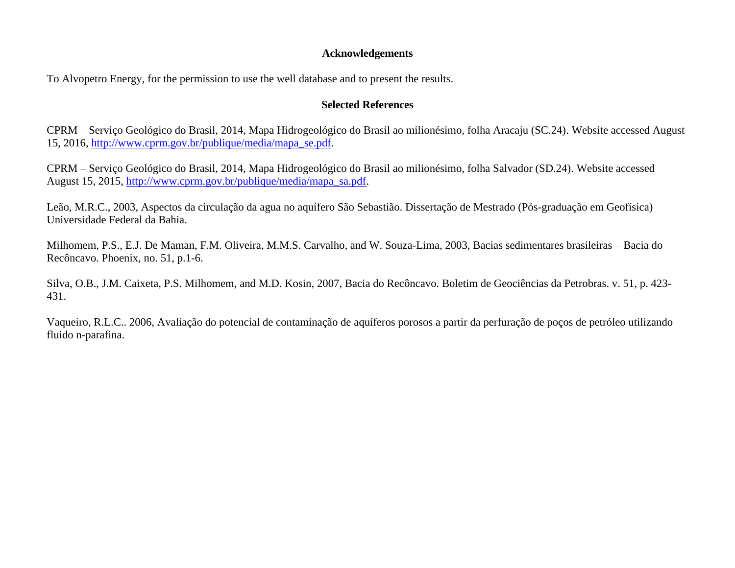## Acknowledgements

To Alvopetro Energy, for the permission to use the well database and to present the results.

## Selected References

CPRM – Serviço Geológico do Brasil, 2014, Mapa Hidrogeológico do Brasil ao milionésimo, folha Aracaju (SC.24). Website accessed August 15, 2016, http://www.cprm.gov.br/publique/media/mapa_se.pdf.

CPRM – Serviço Geológico do Brasil, 2014, Mapa Hidrogeológico do Brasil ao milionésimo, folha Salvador (SD.24). Website accessed August 15, 2015, http://www.cprm.gov.br/publique/media/mapa_sa.pdf.

Leão, M.R.C., 2003, Aspectos da circulação da agua no aquífero São Sebastião. Dissertação de Mestrado (Pós-graduação em Geofísica) Universidade Federal da Bahia.

Milhomem, P.S., E.J. De Maman, F.M. Oliveira, M.M.S. Carvalho, and W. Souza-Lima, 2003, Bacias sedimentares brasileiras – Bacia do Recôncavo. Phoenix, no. 51, p.1-6.

Silva, O.B., J.M. Caixeta, P.S. Milhomem, and M.D. Kosin, 2007, Bacia do Recôncavo. Boletim de Geociências da Petrobras. v. 51, p. 423-431.

Vaqueiro, R.L.C.. 2006, Avaliação do potencial de contaminação de aquíferos porosos a partir da perfuração de poços de petróleo utilizando fluido n-parafina.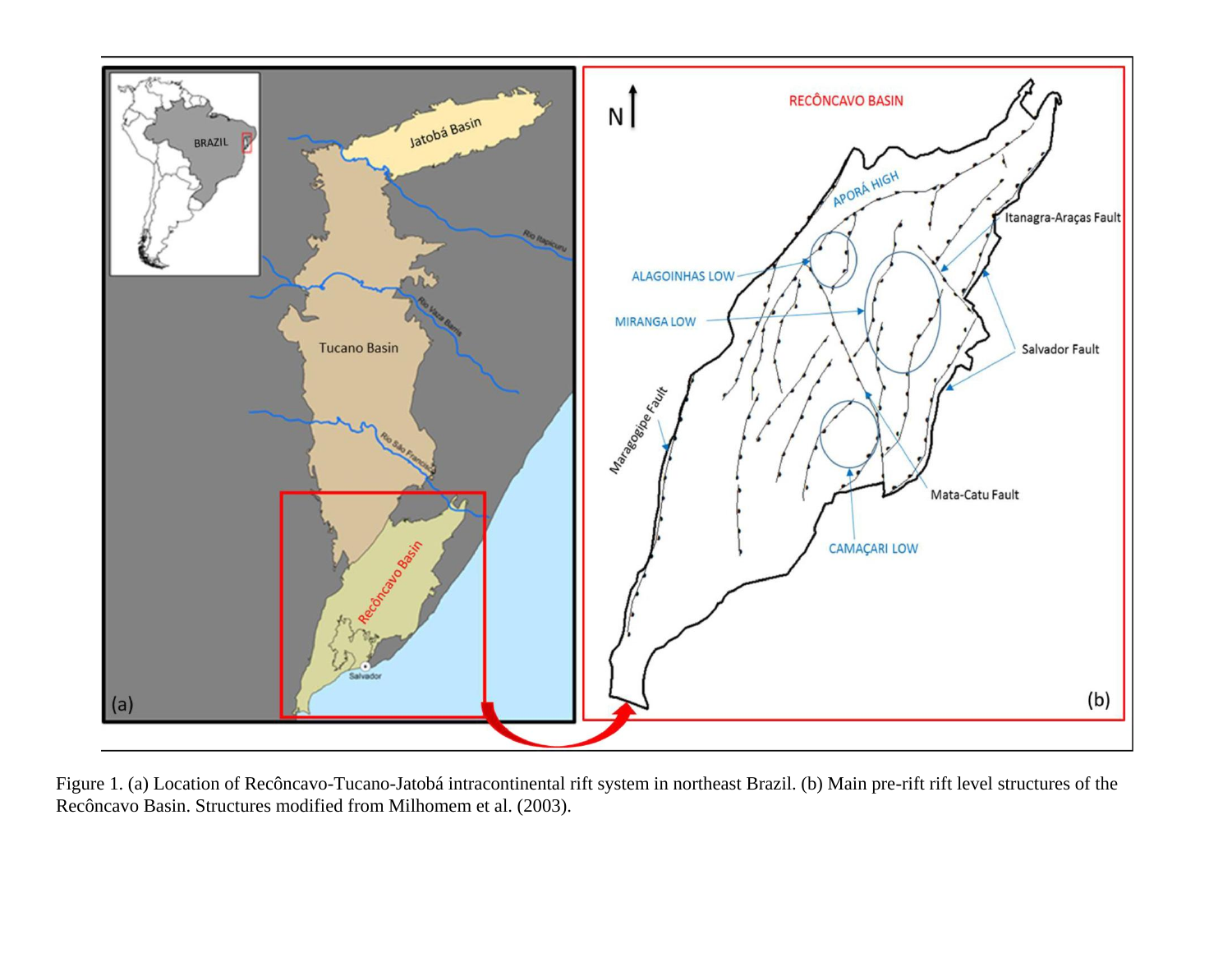Figure 1. (a) Location of Recôncavo-Tucano-Jatobá intracontinental rift system in northeast Brazil. (b) Main pre-rift rift level structures of the Recôncavo Basin. Structures modified from Milhomem et al. (2003).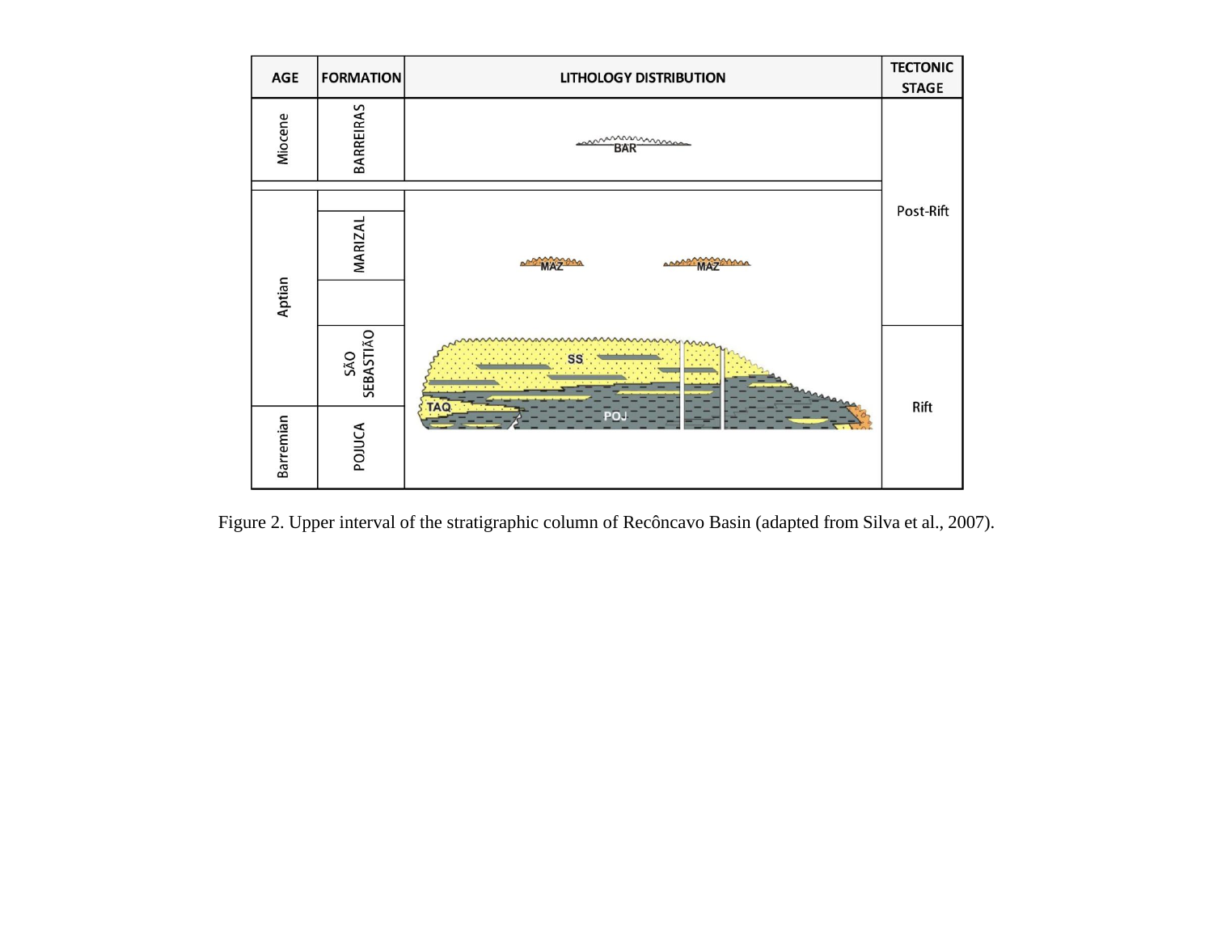Figure 2. Upper interval of the stratigraphic column of Recôncavo Basin (adapted from Silva et al., 2007).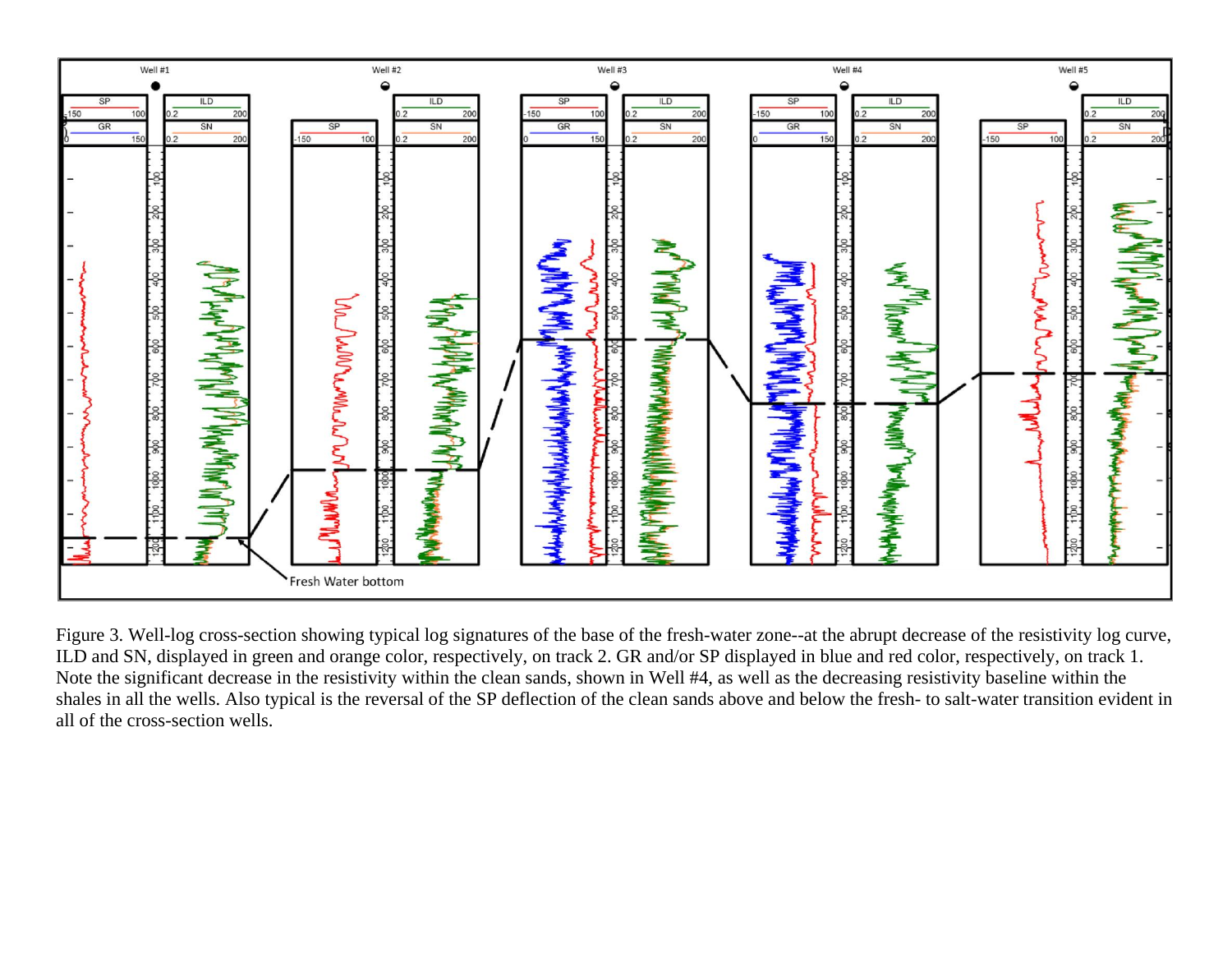Figure 3. Well-log cross-section showing typical log signatures of the base of the fresh-water zone--at the abrupt decrease of the resistivity log curve, ILD and SN, displayed in green and orange color, respectively, on track 2. GR and/or SP displayed in blue and red color, respectively, on track 1. Note the significant decrease in the resistivity within the clean sands, shown in Well #4, as well as the decreasing resistivity baseline within the shales in all the wells. Also typical is the reversal of the SP deflection of the clean sands above and below the fresh- to salt-water transition evident in all of the cross-section wells.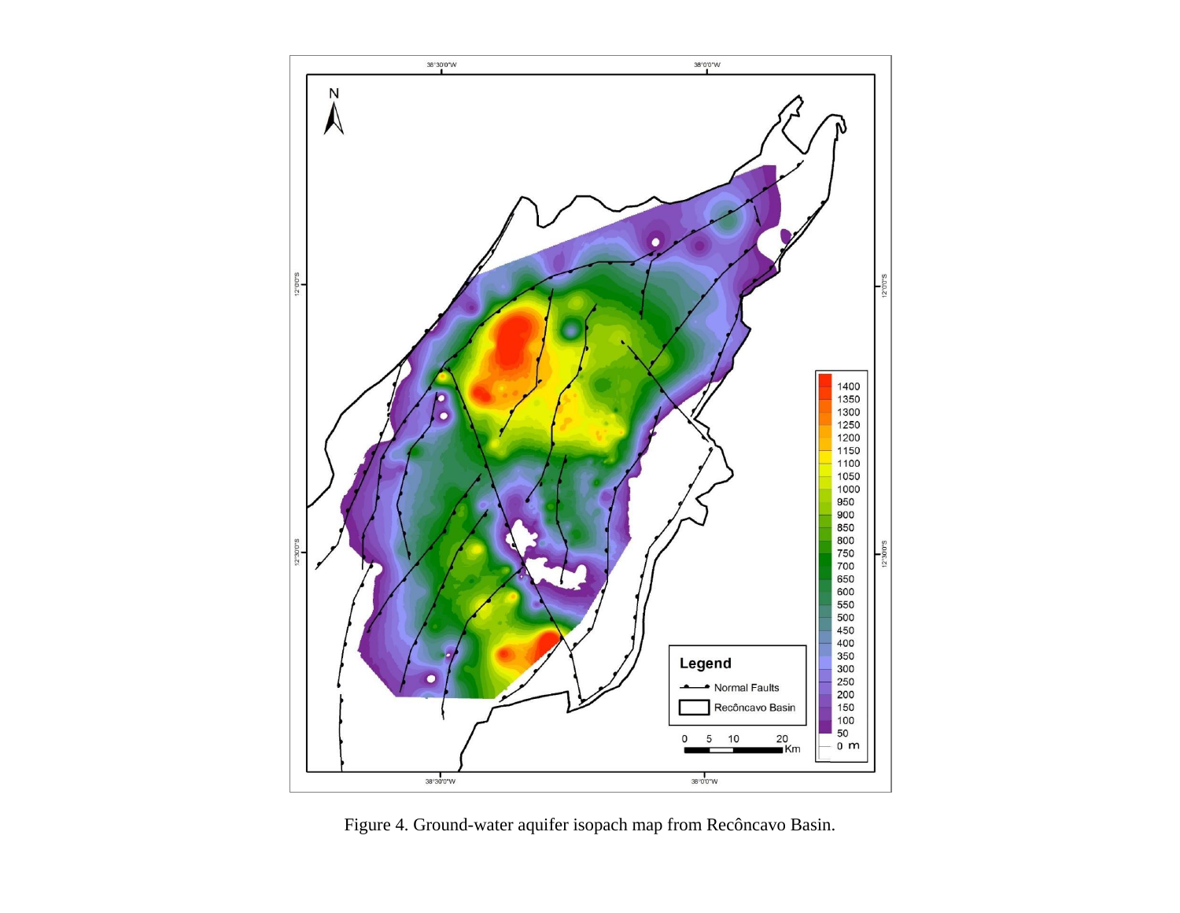38°30'0"W

38°0'0"W

N

12°0'0"S

12°30'0"S

1400
1350
1300
1250
1200
1150
1100
1050
1000
950
900
850
800
750
700
650
600
550
500
450
400
350
300
250
200
150
100
50
0 m

Legend

Normal Faults

Recôncavo Basin

0 5 10 20 Km

Figure 4. Ground-water aquifer isopach map from Recôncavo Basin.